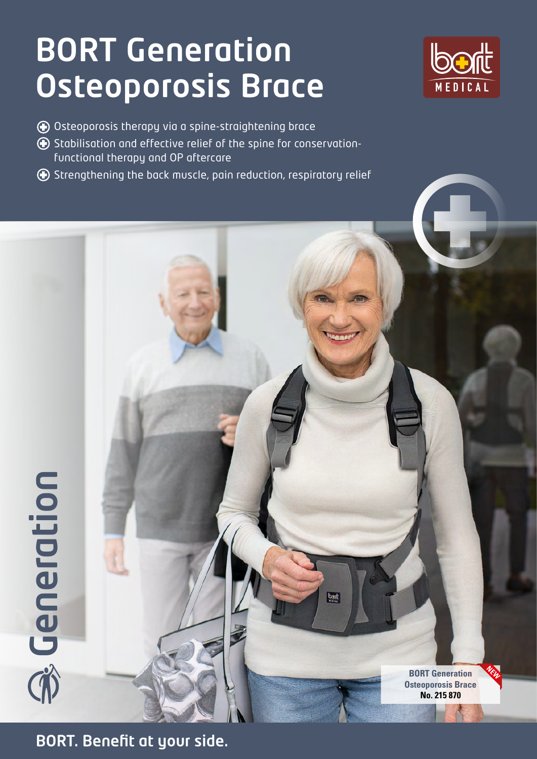# BORT Generation Osteoporosis Brace

- Osteoporosis therapy via a spine-straightening brace
- Stabilisation and effective relief of the spine for conservation-functional therapy and OP aftercare
- Strengthening the back muscle, pain reduction, respiratory relief

Generation

**BORT Generation Osteoporosis Brace**
**No. 215 870**

NEW

**BORT. Benefit at your side.**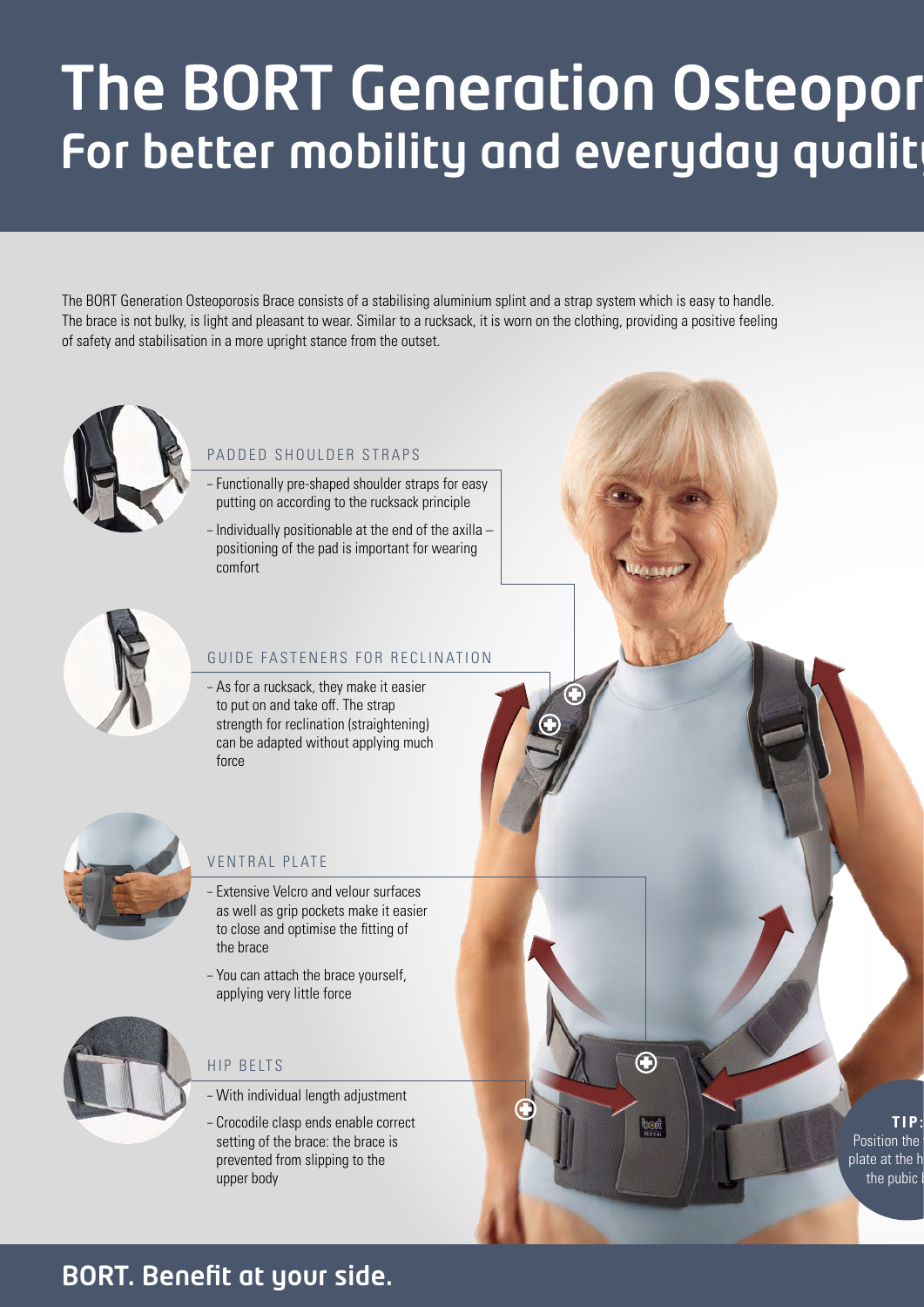# The BORT Generation Osteopor
## For better mobility and everyday qualit

The BORT Generation Osteoporosis Brace consists of a stabilising aluminium splint and a strap system which is easy to handle. The brace is not bulky, is light and pleasant to wear. Similar to a rucksack, it is worn on the clothing, providing a positive feeling of safety and stabilisation in a more upright stance from the outset.

### PADDED SHOULDER STRAPS

- Functionally pre-shaped shoulder straps for easy putting on according to the rucksack principle
- Individually positionable at the end of the axilla – positioning of the pad is important for wearing comfort

### GUIDE FASTENERS FOR RECLINATION

- As for a rucksack, they make it easier to put on and take off. The strap strength for reclination (straightening) can be adapted without applying much force

### VENTRAL PLATE

- Extensive Velcro and velour surfaces as well as grip pockets make it easier to close and optimise the fitting of the brace
- You can attach the brace yourself, applying very little force

### HIP BELTS

- With individual length adjustment
- Crocodile clasp ends enable correct setting of the brace: the brace is prevented from slipping to the upper body

**TIP:**
Position the plate at the h the pubic

**BORT. Benefit at your side.**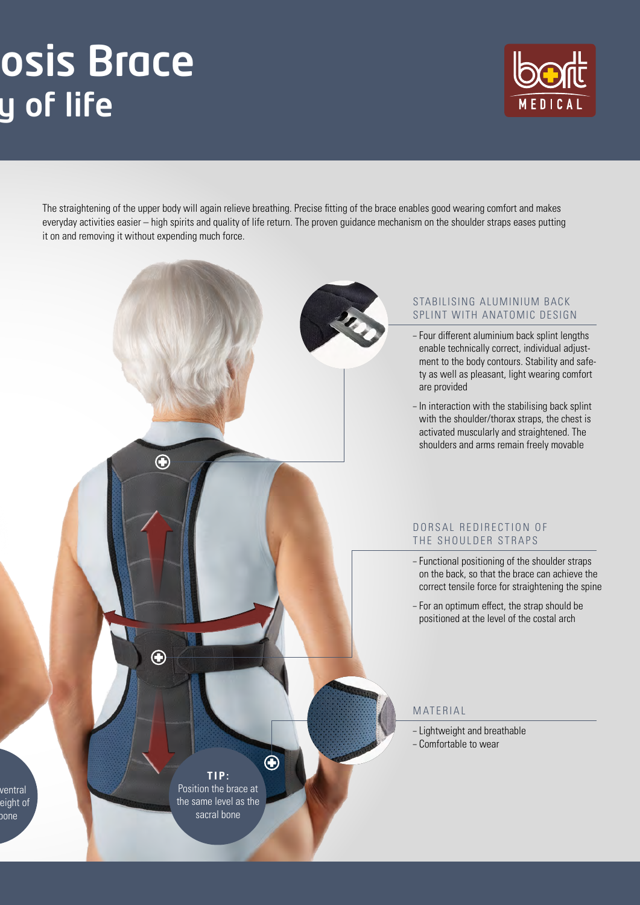# osis Brace
## y of life

The straightening of the upper body will again relieve breathing. Precise fitting of the brace enables good wearing comfort and makes everyday activities easier – high spirits and quality of life return. The proven guidance mechanism on the shoulder straps eases putting it on and removing it without expending much force.

### STABILISING ALUMINIUM BACK SPLINT WITH ANATOMIC DESIGN

- Four different aluminium back splint lengths enable technically correct, individual adjustment to the body contours. Stability and safety as well as pleasant, light wearing comfort are provided
- In interaction with the stabilising back splint with the shoulder/thorax straps, the chest is activated muscularly and straightened. The shoulders and arms remain freely movable

### DORSAL REDIRECTION OF THE SHOULDER STRAPS

- Functional positioning of the shoulder straps on the back, so that the brace can achieve the correct tensile force for straightening the spine
- For an optimum effect, the strap should be positioned at the level of the costal arch

### MATERIAL

- Lightweight and breathable
- Comfortable to wear

**TIP:** Position the brace at the same level as the sacral bone

ventral
eight of
bone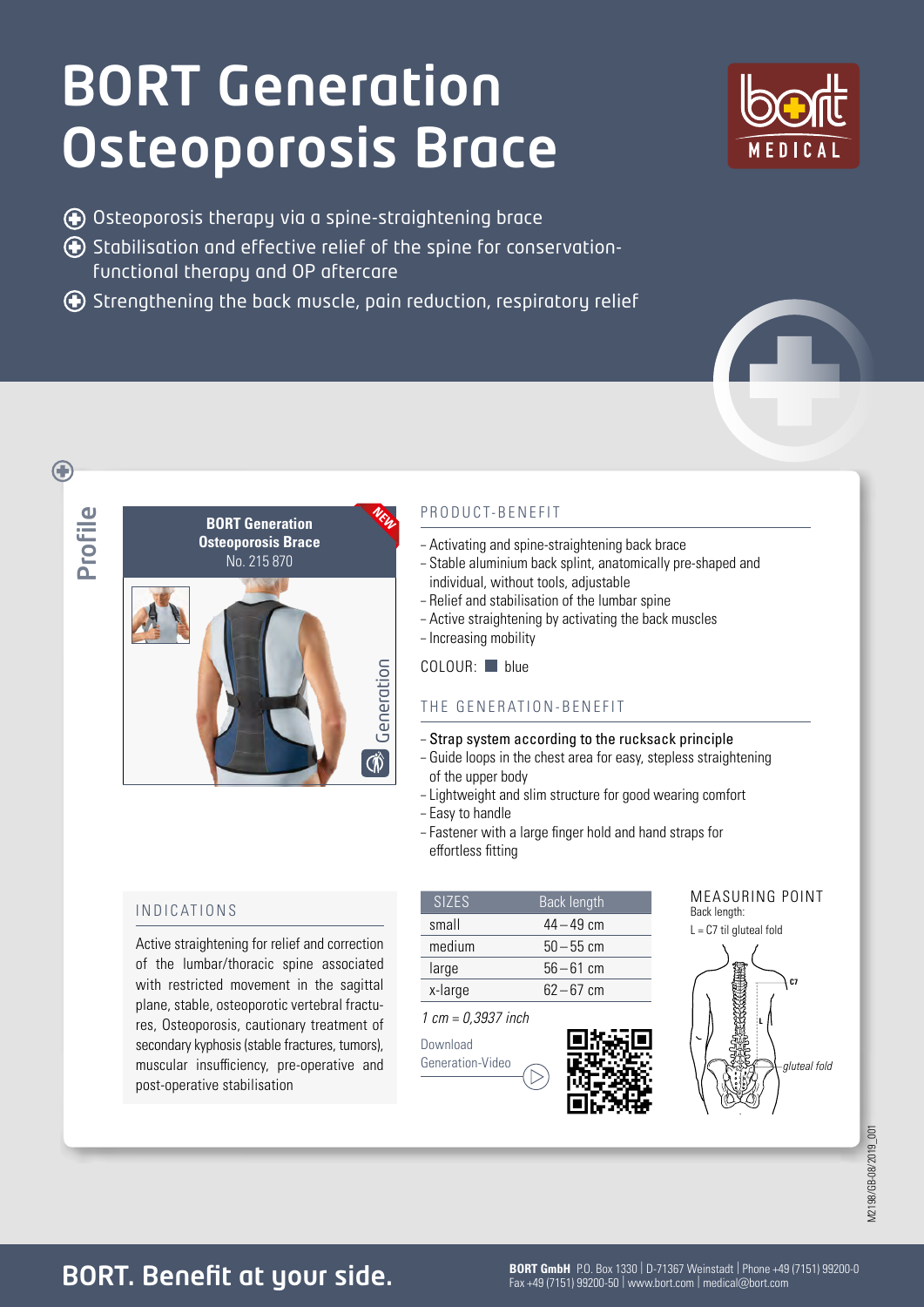# BORT Generation Osteoporosis Brace

- Osteoporosis therapy via a spine-straightening brace
- Stabilisation and effective relief of the spine for conservation-functional therapy and OP aftercare
- Strengthening the back muscle, pain reduction, respiratory relief

## Profile

**BORT Generation Osteoporosis Brace**
No. 215 870

NEW

Generation

### PRODUCT-BENEFIT

- Activating and spine-straightening back brace
- Stable aluminium back splint, anatomically pre-shaped and individual, without tools, adjustable
- Relief and stabilisation of the lumbar spine
- Active straightening by activating the back muscles
- Increasing mobility

COLOUR: blue

### THE GENERATION-BENEFIT

- Strap system according to the rucksack principle
- Guide loops in the chest area for easy, stepless straightening of the upper body
- Lightweight and slim structure for good wearing comfort
- Easy to handle
- Fastener with a large finger hold and hand straps for effortless fitting

### INDICATIONS

Active straightening for relief and correction of the lumbar/thoracic spine associated with restricted movement in the sagittal plane, stable, osteoporotic vertebral fractures, Osteoporosis, cautionary treatment of secondary kyphosis (stable fractures, tumors), muscular insufficiency, pre-operative and post-operative stabilisation

| SIZES | Back length |
|---|---|
| small | 44 – 49 cm |
| medium | 50 – 55 cm |
| large | 56 – 61 cm |
| x-large | 62 – 67 cm |

*1 cm = 0,3937 inch*

Download Generation-Video

### MEASURING POINT

Back length:
L = C7 til gluteal fold

C7
L
*gluteal fold*

M2198/GB-08/2019_001

## BORT. Benefit at your side.

**BORT GmbH** P.O. Box 1330 | D-71367 Weinstadt | Phone +49 (7151) 99200-0
Fax +49 (7151) 99200-50 | www.bort.com | medical@bort.com